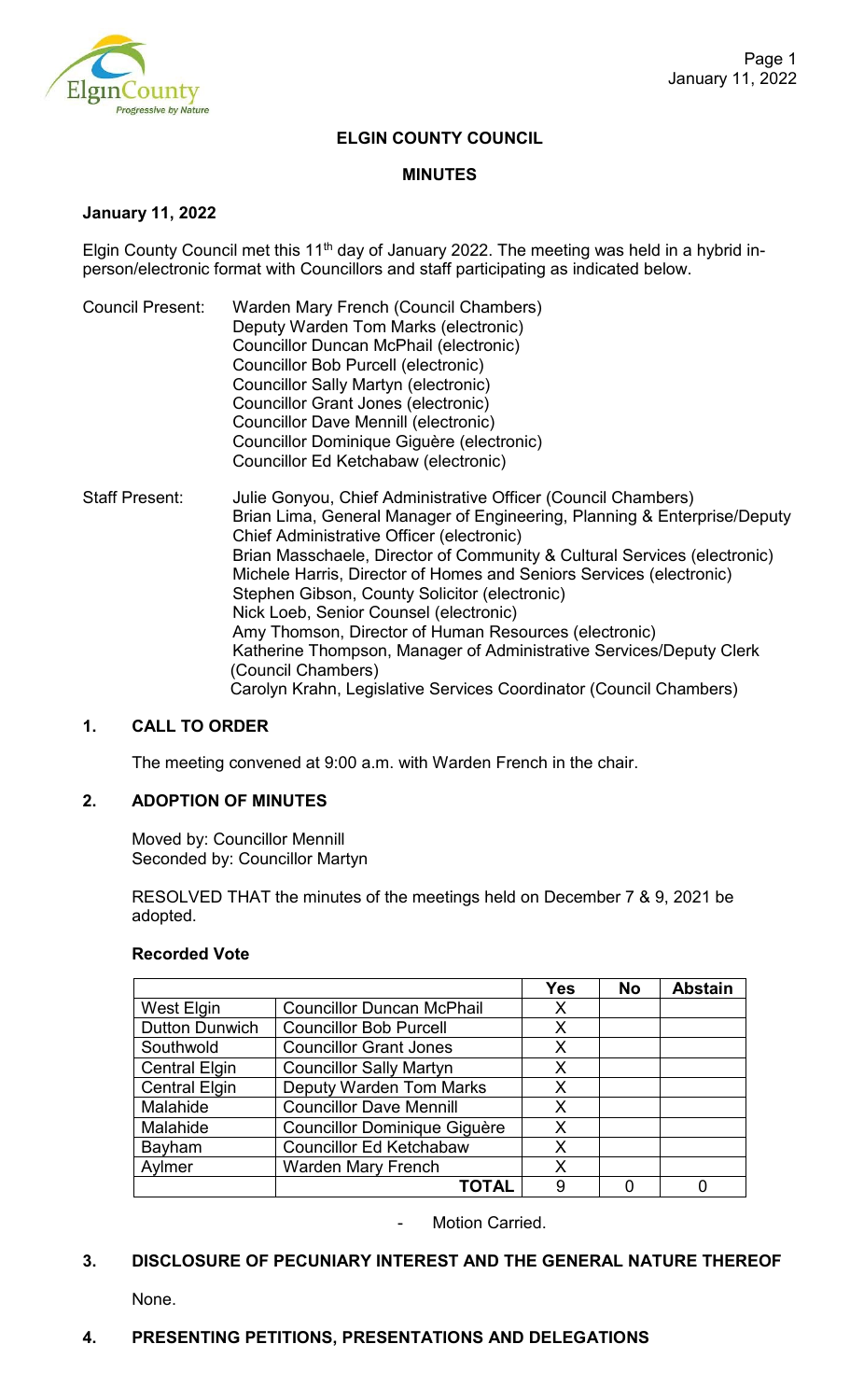# ELGIN COUNTY COUNCIL

## MINUTES

**January 11, 2022**

Elgin County Council met this 11th day of January 2022. The meeting was held in a hybrid in-person/electronic format with Councillors and staff participating as indicated below.

Council Present:
- Warden Mary French (Council Chambers)
- Deputy Warden Tom Marks (electronic)
- Councillor Duncan McPhail (electronic)
- Councillor Bob Purcell (electronic)
- Councillor Sally Martyn (electronic)
- Councillor Grant Jones (electronic)
- Councillor Dave Mennill (electronic)
- Councillor Dominique Giguère (electronic)
- Councillor Ed Ketchabaw (electronic)

Staff Present:
- Julie Gonyou, Chief Administrative Officer (Council Chambers)
- Brian Lima, General Manager of Engineering, Planning & Enterprise/Deputy Chief Administrative Officer (electronic)
- Brian Masschaele, Director of Community & Cultural Services (electronic)
- Michele Harris, Director of Homes and Seniors Services (electronic)
- Stephen Gibson, County Solicitor (electronic)
- Nick Loeb, Senior Counsel (electronic)
- Amy Thomson, Director of Human Resources (electronic)
- Katherine Thompson, Manager of Administrative Services/Deputy Clerk (Council Chambers)
- Carolyn Krahn, Legislative Services Coordinator (Council Chambers)

## 1. CALL TO ORDER

The meeting convened at 9:00 a.m. with Warden French in the chair.

## 2. ADOPTION OF MINUTES

Moved by: Councillor Mennill
Seconded by: Councillor Martyn

RESOLVED THAT the minutes of the meetings held on December 7 & 9, 2021 be adopted.

**Recorded Vote**

| | | Yes | No | Abstain |
|---|---|---|---|---|
| West Elgin | Councillor Duncan McPhail | X | | |
| Dutton Dunwich | Councillor Bob Purcell | X | | |
| Southwold | Councillor Grant Jones | X | | |
| Central Elgin | Councillor Sally Martyn | X | | |
| Central Elgin | Deputy Warden Tom Marks | X | | |
| Malahide | Councillor Dave Mennill | X | | |
| Malahide | Councillor Dominique Giguère | X | | |
| Bayham | Councillor Ed Ketchabaw | X | | |
| Aylmer | Warden Mary French | X | | |
| | **TOTAL** | 9 | 0 | 0 |

- Motion Carried.

## 3. DISCLOSURE OF PECUNIARY INTEREST AND THE GENERAL NATURE THEREOF

None.

## 4. PRESENTING PETITIONS, PRESENTATIONS AND DELEGATIONS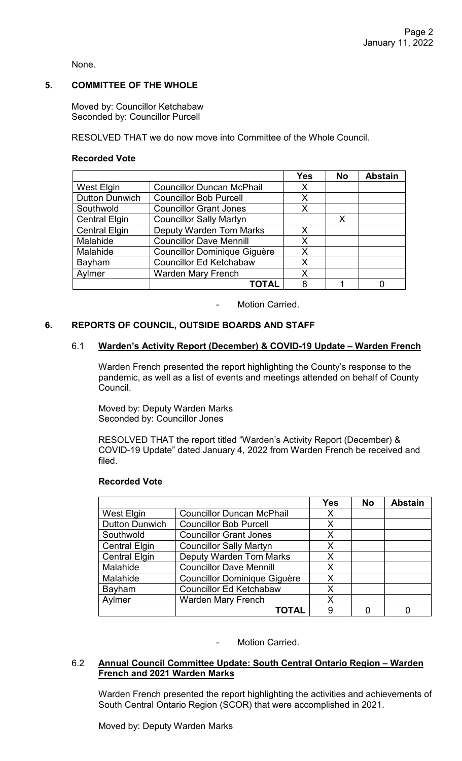None.

## 5. COMMITTEE OF THE WHOLE

Moved by: Councillor Ketchabaw
Seconded by: Councillor Purcell

RESOLVED THAT we do now move into Committee of the Whole Council.

**Recorded Vote**

| | | Yes | No | Abstain |
|---|---|---|---|---|
| West Elgin | Councillor Duncan McPhail | X | | |
| Dutton Dunwich | Councillor Bob Purcell | X | | |
| Southwold | Councillor Grant Jones | X | | |
| Central Elgin | Councillor Sally Martyn | | X | |
| Central Elgin | Deputy Warden Tom Marks | X | | |
| Malahide | Councillor Dave Mennill | X | | |
| Malahide | Councillor Dominique Giguère | X | | |
| Bayham | Councillor Ed Ketchabaw | X | | |
| Aylmer | Warden Mary French | X | | |
| | **TOTAL** | 8 | 1 | 0 |

- Motion Carried.

## 6. REPORTS OF COUNCIL, OUTSIDE BOARDS AND STAFF

### 6.1 Warden's Activity Report (December) & COVID-19 Update – Warden French

Warden French presented the report highlighting the County's response to the pandemic, as well as a list of events and meetings attended on behalf of County Council.

Moved by: Deputy Warden Marks
Seconded by: Councillor Jones

RESOLVED THAT the report titled "Warden's Activity Report (December) & COVID-19 Update" dated January 4, 2022 from Warden French be received and filed.

**Recorded Vote**

| | | Yes | No | Abstain |
|---|---|---|---|---|
| West Elgin | Councillor Duncan McPhail | X | | |
| Dutton Dunwich | Councillor Bob Purcell | X | | |
| Southwold | Councillor Grant Jones | X | | |
| Central Elgin | Councillor Sally Martyn | X | | |
| Central Elgin | Deputy Warden Tom Marks | X | | |
| Malahide | Councillor Dave Mennill | X | | |
| Malahide | Councillor Dominique Giguère | X | | |
| Bayham | Councillor Ed Ketchabaw | X | | |
| Aylmer | Warden Mary French | X | | |
| | **TOTAL** | 9 | 0 | 0 |

- Motion Carried.

### 6.2 Annual Council Committee Update: South Central Ontario Region – Warden French and 2021 Warden Marks

Warden French presented the report highlighting the activities and achievements of South Central Ontario Region (SCOR) that were accomplished in 2021.

Moved by: Deputy Warden Marks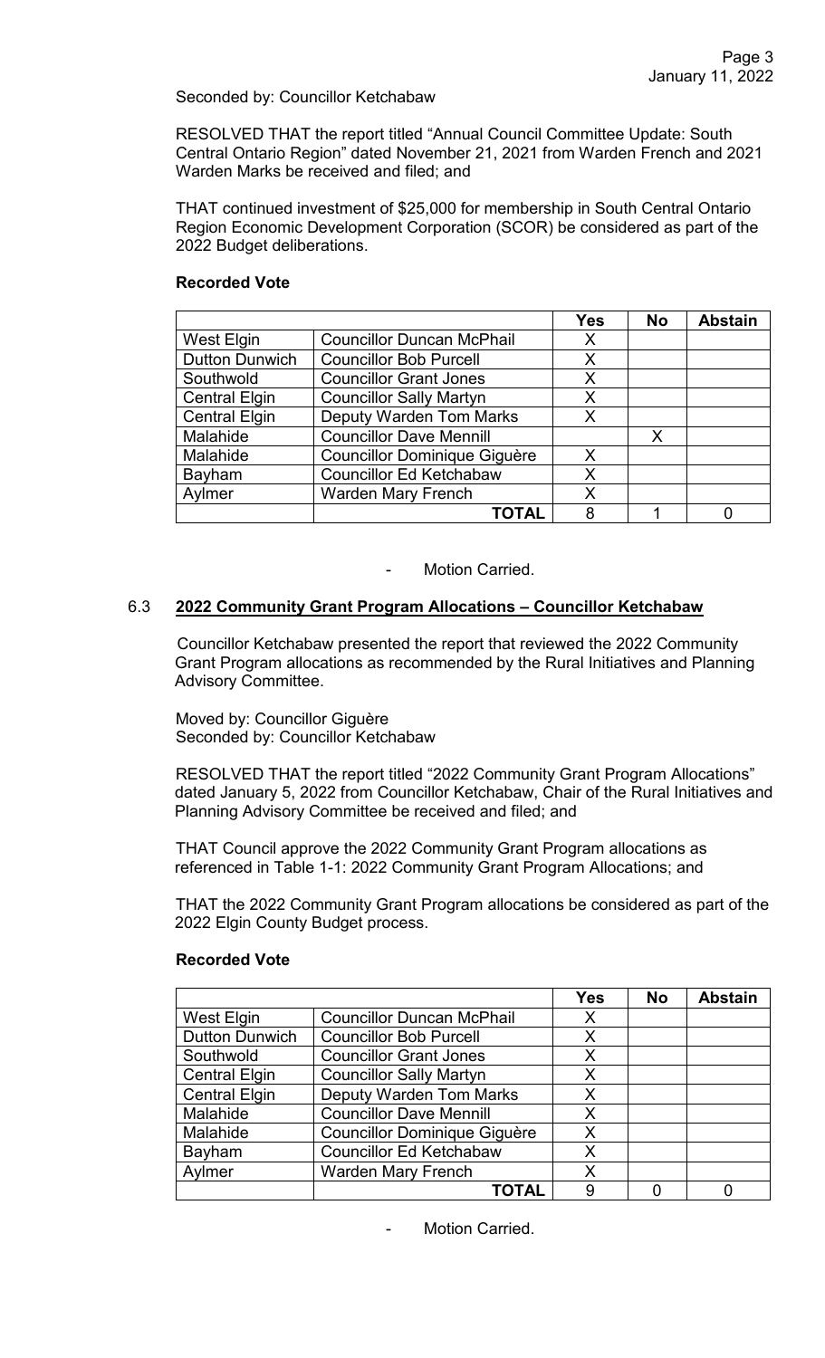Seconded by: Councillor Ketchabaw

RESOLVED THAT the report titled "Annual Council Committee Update: South Central Ontario Region" dated November 21, 2021 from Warden French and 2021 Warden Marks be received and filed; and

THAT continued investment of $25,000 for membership in South Central Ontario Region Economic Development Corporation (SCOR) be considered as part of the 2022 Budget deliberations.

**Recorded Vote**

| | | Yes | No | Abstain |
|---|---|---|---|---|
| West Elgin | Councillor Duncan McPhail | X | | |
| Dutton Dunwich | Councillor Bob Purcell | X | | |
| Southwold | Councillor Grant Jones | X | | |
| Central Elgin | Councillor Sally Martyn | X | | |
| Central Elgin | Deputy Warden Tom Marks | X | | |
| Malahide | Councillor Dave Mennill | | X | |
| Malahide | Councillor Dominique Giguère | X | | |
| Bayham | Councillor Ed Ketchabaw | X | | |
| Aylmer | Warden Mary French | X | | |
| | **TOTAL** | 8 | 1 | 0 |

- Motion Carried.

## 6.3 2022 Community Grant Program Allocations – Councillor Ketchabaw

Councillor Ketchabaw presented the report that reviewed the 2022 Community Grant Program allocations as recommended by the Rural Initiatives and Planning Advisory Committee.

Moved by: Councillor Giguère
Seconded by: Councillor Ketchabaw

RESOLVED THAT the report titled "2022 Community Grant Program Allocations" dated January 5, 2022 from Councillor Ketchabaw, Chair of the Rural Initiatives and Planning Advisory Committee be received and filed; and

THAT Council approve the 2022 Community Grant Program allocations as referenced in Table 1-1: 2022 Community Grant Program Allocations; and

THAT the 2022 Community Grant Program allocations be considered as part of the 2022 Elgin County Budget process.

**Recorded Vote**

| | | Yes | No | Abstain |
|---|---|---|---|---|
| West Elgin | Councillor Duncan McPhail | X | | |
| Dutton Dunwich | Councillor Bob Purcell | X | | |
| Southwold | Councillor Grant Jones | X | | |
| Central Elgin | Councillor Sally Martyn | X | | |
| Central Elgin | Deputy Warden Tom Marks | X | | |
| Malahide | Councillor Dave Mennill | X | | |
| Malahide | Councillor Dominique Giguère | X | | |
| Bayham | Councillor Ed Ketchabaw | X | | |
| Aylmer | Warden Mary French | X | | |
| | **TOTAL** | 9 | 0 | 0 |

- Motion Carried.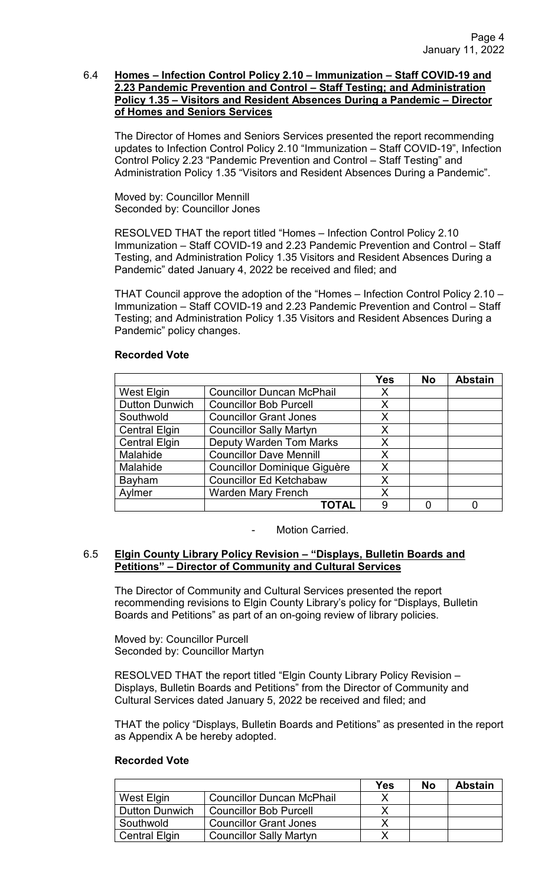### 6.4 **Homes – Infection Control Policy 2.10 – Immunization – Staff COVID-19 and 2.23 Pandemic Prevention and Control – Staff Testing; and Administration Policy 1.35 – Visitors and Resident Absences During a Pandemic – Director of Homes and Seniors Services**

The Director of Homes and Seniors Services presented the report recommending updates to Infection Control Policy 2.10 "Immunization – Staff COVID-19", Infection Control Policy 2.23 "Pandemic Prevention and Control – Staff Testing" and Administration Policy 1.35 "Visitors and Resident Absences During a Pandemic".

Moved by: Councillor Mennill
Seconded by: Councillor Jones

RESOLVED THAT the report titled "Homes – Infection Control Policy 2.10 Immunization – Staff COVID-19 and 2.23 Pandemic Prevention and Control – Staff Testing, and Administration Policy 1.35 Visitors and Resident Absences During a Pandemic" dated January 4, 2022 be received and filed; and

THAT Council approve the adoption of the "Homes – Infection Control Policy 2.10 – Immunization – Staff COVID-19 and 2.23 Pandemic Prevention and Control – Staff Testing; and Administration Policy 1.35 Visitors and Resident Absences During a Pandemic" policy changes.

**Recorded Vote**

| | | Yes | No | Abstain |
|---|---|---|---|---|
| West Elgin | Councillor Duncan McPhail | X | | |
| Dutton Dunwich | Councillor Bob Purcell | X | | |
| Southwold | Councillor Grant Jones | X | | |
| Central Elgin | Councillor Sally Martyn | X | | |
| Central Elgin | Deputy Warden Tom Marks | X | | |
| Malahide | Councillor Dave Mennill | X | | |
| Malahide | Councillor Dominique Giguère | X | | |
| Bayham | Councillor Ed Ketchabaw | X | | |
| Aylmer | Warden Mary French | X | | |
| | **TOTAL** | 9 | 0 | 0 |

- Motion Carried.

### 6.5 **Elgin County Library Policy Revision – "Displays, Bulletin Boards and Petitions" – Director of Community and Cultural Services**

The Director of Community and Cultural Services presented the report recommending revisions to Elgin County Library's policy for "Displays, Bulletin Boards and Petitions" as part of an on-going review of library policies.

Moved by: Councillor Purcell
Seconded by: Councillor Martyn

RESOLVED THAT the report titled "Elgin County Library Policy Revision – Displays, Bulletin Boards and Petitions" from the Director of Community and Cultural Services dated January 5, 2022 be received and filed; and

THAT the policy "Displays, Bulletin Boards and Petitions" as presented in the report as Appendix A be hereby adopted.

**Recorded Vote**

| | | Yes | No | Abstain |
|---|---|---|---|---|
| West Elgin | Councillor Duncan McPhail | X | | |
| Dutton Dunwich | Councillor Bob Purcell | X | | |
| Southwold | Councillor Grant Jones | X | | |
| Central Elgin | Councillor Sally Martyn | X | | |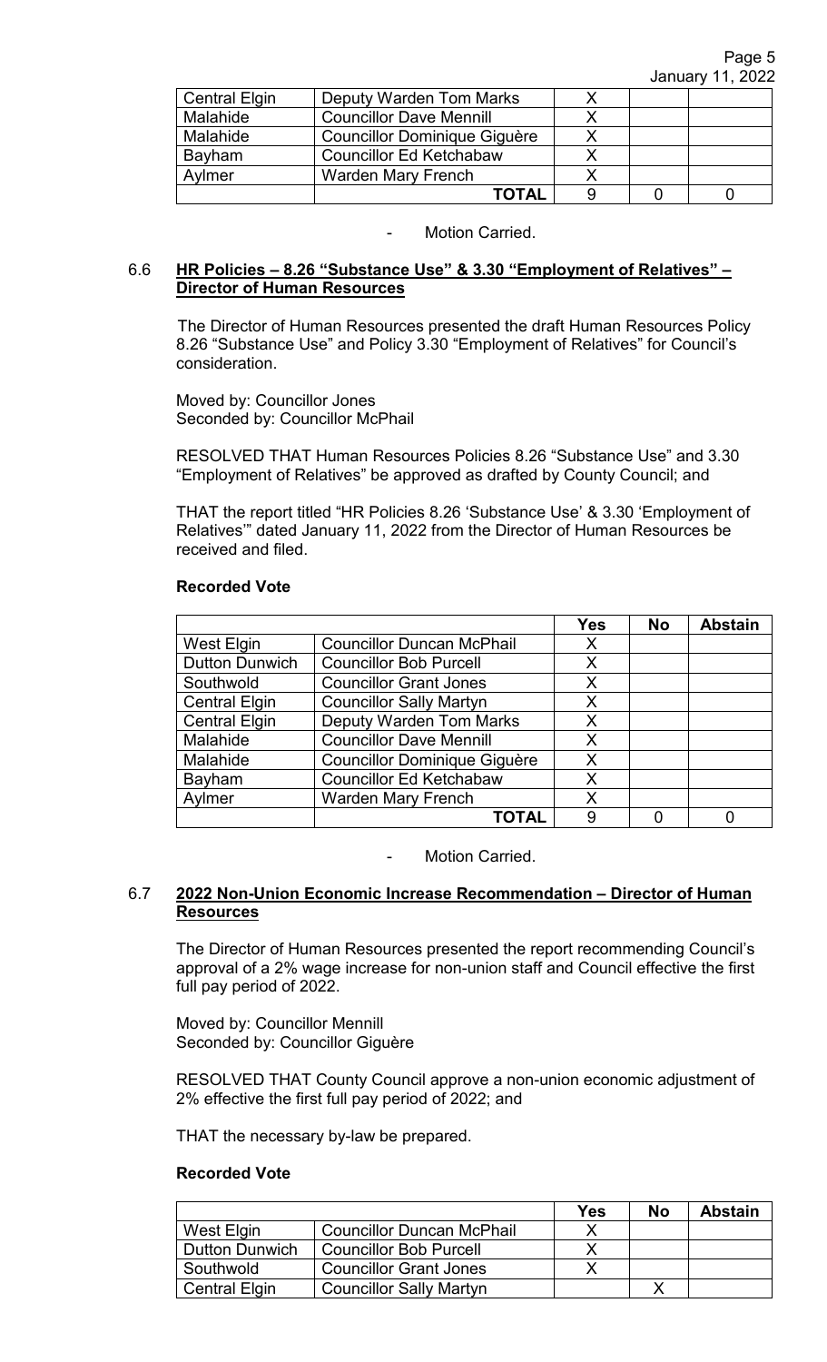| | | | | |
|---|---|---|---|---|
| Central Elgin | Deputy Warden Tom Marks | X | | |
| Malahide | Councillor Dave Mennill | X | | |
| Malahide | Councillor Dominique Giguère | X | | |
| Bayham | Councillor Ed Ketchabaw | X | | |
| Aylmer | Warden Mary French | X | | |
| | **TOTAL** | 9 | 0 | 0 |

- Motion Carried.

### 6.6 HR Policies – 8.26 "Substance Use" & 3.30 "Employment of Relatives" – Director of Human Resources

The Director of Human Resources presented the draft Human Resources Policy 8.26 "Substance Use" and Policy 3.30 "Employment of Relatives" for Council's consideration.

Moved by: Councillor Jones
Seconded by: Councillor McPhail

RESOLVED THAT Human Resources Policies 8.26 "Substance Use" and 3.30 "Employment of Relatives" be approved as drafted by County Council; and

THAT the report titled "HR Policies 8.26 'Substance Use' & 3.30 'Employment of Relatives'" dated January 11, 2022 from the Director of Human Resources be received and filed.

**Recorded Vote**

| | | Yes | No | Abstain |
|---|---|---|---|---|
| West Elgin | Councillor Duncan McPhail | X | | |
| Dutton Dunwich | Councillor Bob Purcell | X | | |
| Southwold | Councillor Grant Jones | X | | |
| Central Elgin | Councillor Sally Martyn | X | | |
| Central Elgin | Deputy Warden Tom Marks | X | | |
| Malahide | Councillor Dave Mennill | X | | |
| Malahide | Councillor Dominique Giguère | X | | |
| Bayham | Councillor Ed Ketchabaw | X | | |
| Aylmer | Warden Mary French | X | | |
| | **TOTAL** | 9 | 0 | 0 |

- Motion Carried.

### 6.7 2022 Non-Union Economic Increase Recommendation – Director of Human Resources

The Director of Human Resources presented the report recommending Council's approval of a 2% wage increase for non-union staff and Council effective the first full pay period of 2022.

Moved by: Councillor Mennill
Seconded by: Councillor Giguère

RESOLVED THAT County Council approve a non-union economic adjustment of 2% effective the first full pay period of 2022; and

THAT the necessary by-law be prepared.

**Recorded Vote**

| | | Yes | No | Abstain |
|---|---|---|---|---|
| West Elgin | Councillor Duncan McPhail | X | | |
| Dutton Dunwich | Councillor Bob Purcell | X | | |
| Southwold | Councillor Grant Jones | X | | |
| Central Elgin | Councillor Sally Martyn | | X | |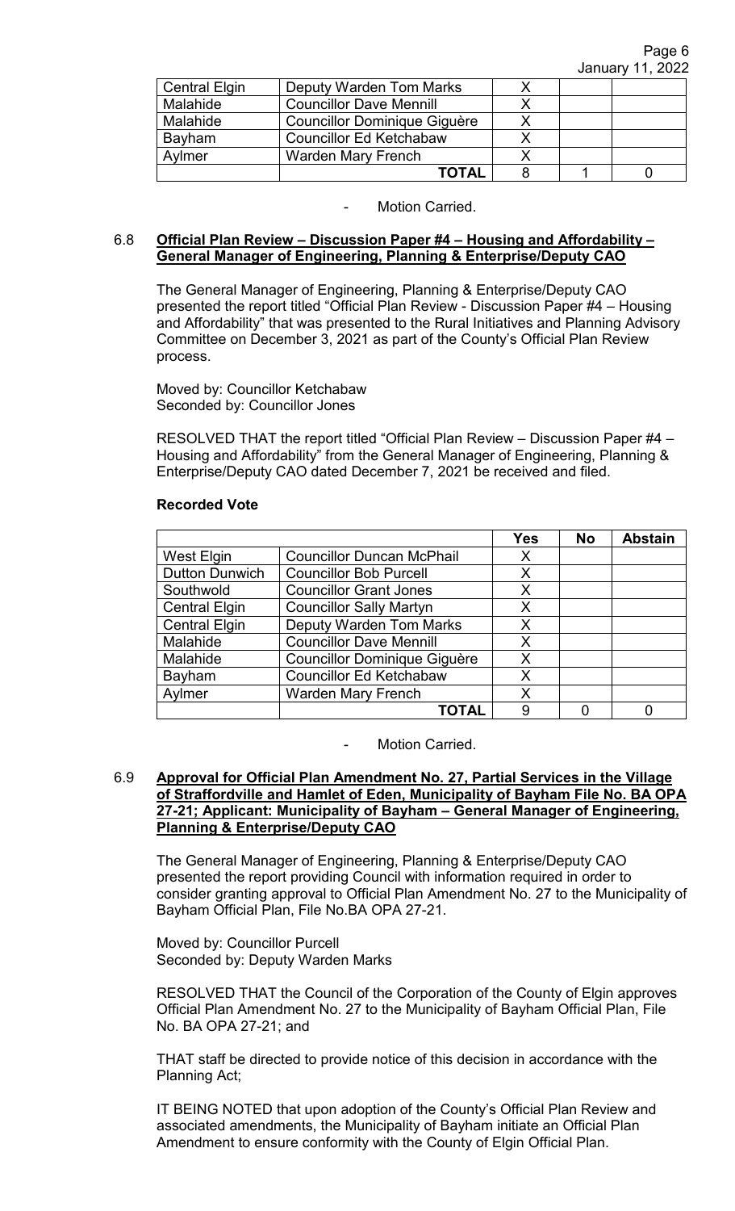| | | | | |
|---|---|---|---|---|
| Central Elgin | Deputy Warden Tom Marks | X | | |
| Malahide | Councillor Dave Mennill | X | | |
| Malahide | Councillor Dominique Giguère | X | | |
| Bayham | Councillor Ed Ketchabaw | X | | |
| Aylmer | Warden Mary French | X | | |
| | **TOTAL** | 8 | 1 | 0 |

- Motion Carried.

## 6.8 Official Plan Review – Discussion Paper #4 – Housing and Affordability – General Manager of Engineering, Planning & Enterprise/Deputy CAO

The General Manager of Engineering, Planning & Enterprise/Deputy CAO presented the report titled "Official Plan Review - Discussion Paper #4 – Housing and Affordability" that was presented to the Rural Initiatives and Planning Advisory Committee on December 3, 2021 as part of the County's Official Plan Review process.

Moved by: Councillor Ketchabaw
Seconded by: Councillor Jones

RESOLVED THAT the report titled "Official Plan Review – Discussion Paper #4 – Housing and Affordability" from the General Manager of Engineering, Planning & Enterprise/Deputy CAO dated December 7, 2021 be received and filed.

**Recorded Vote**

| | | Yes | No | Abstain |
|---|---|---|---|---|
| West Elgin | Councillor Duncan McPhail | X | | |
| Dutton Dunwich | Councillor Bob Purcell | X | | |
| Southwold | Councillor Grant Jones | X | | |
| Central Elgin | Councillor Sally Martyn | X | | |
| Central Elgin | Deputy Warden Tom Marks | X | | |
| Malahide | Councillor Dave Mennill | X | | |
| Malahide | Councillor Dominique Giguère | X | | |
| Bayham | Councillor Ed Ketchabaw | X | | |
| Aylmer | Warden Mary French | X | | |
| | **TOTAL** | 9 | 0 | 0 |

- Motion Carried.

## 6.9 Approval for Official Plan Amendment No. 27, Partial Services in the Village of Straffordville and Hamlet of Eden, Municipality of Bayham File No. BA OPA 27-21; Applicant: Municipality of Bayham – General Manager of Engineering, Planning & Enterprise/Deputy CAO

The General Manager of Engineering, Planning & Enterprise/Deputy CAO presented the report providing Council with information required in order to consider granting approval to Official Plan Amendment No. 27 to the Municipality of Bayham Official Plan, File No.BA OPA 27-21.

Moved by: Councillor Purcell
Seconded by: Deputy Warden Marks

RESOLVED THAT the Council of the Corporation of the County of Elgin approves Official Plan Amendment No. 27 to the Municipality of Bayham Official Plan, File No. BA OPA 27-21; and

THAT staff be directed to provide notice of this decision in accordance with the Planning Act;

IT BEING NOTED that upon adoption of the County's Official Plan Review and associated amendments, the Municipality of Bayham initiate an Official Plan Amendment to ensure conformity with the County of Elgin Official Plan.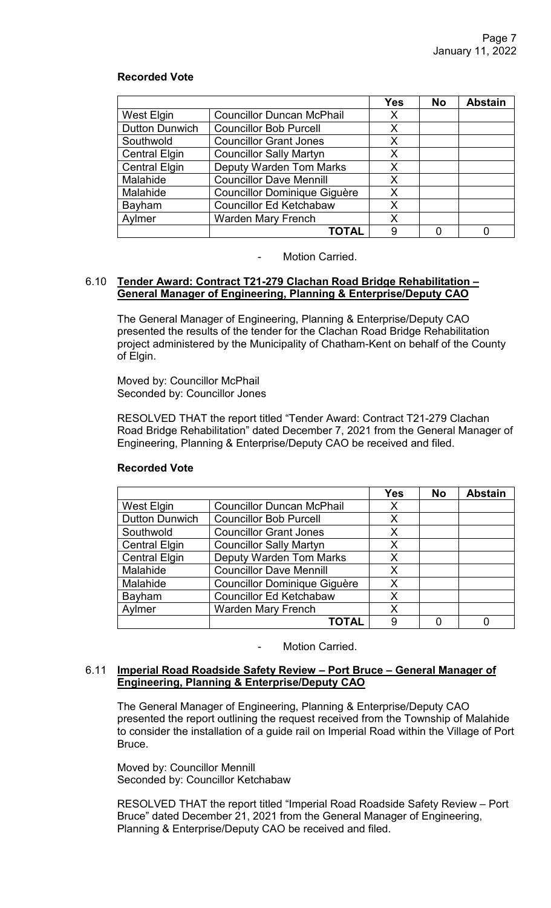**Recorded Vote**

| | | Yes | No | Abstain |
|---|---|---|---|---|
| West Elgin | Councillor Duncan McPhail | X | | |
| Dutton Dunwich | Councillor Bob Purcell | X | | |
| Southwold | Councillor Grant Jones | X | | |
| Central Elgin | Councillor Sally Martyn | X | | |
| Central Elgin | Deputy Warden Tom Marks | X | | |
| Malahide | Councillor Dave Mennill | X | | |
| Malahide | Councillor Dominique Giguère | X | | |
| Bayham | Councillor Ed Ketchabaw | X | | |
| Aylmer | Warden Mary French | X | | |
| | **TOTAL** | 9 | 0 | 0 |

- Motion Carried.

### 6.10 Tender Award: Contract T21-279 Clachan Road Bridge Rehabilitation – General Manager of Engineering, Planning & Enterprise/Deputy CAO

The General Manager of Engineering, Planning & Enterprise/Deputy CAO presented the results of the tender for the Clachan Road Bridge Rehabilitation project administered by the Municipality of Chatham-Kent on behalf of the County of Elgin.

Moved by: Councillor McPhail
Seconded by: Councillor Jones

RESOLVED THAT the report titled "Tender Award: Contract T21-279 Clachan Road Bridge Rehabilitation" dated December 7, 2021 from the General Manager of Engineering, Planning & Enterprise/Deputy CAO be received and filed.

**Recorded Vote**

| | | Yes | No | Abstain |
|---|---|---|---|---|
| West Elgin | Councillor Duncan McPhail | X | | |
| Dutton Dunwich | Councillor Bob Purcell | X | | |
| Southwold | Councillor Grant Jones | X | | |
| Central Elgin | Councillor Sally Martyn | X | | |
| Central Elgin | Deputy Warden Tom Marks | X | | |
| Malahide | Councillor Dave Mennill | X | | |
| Malahide | Councillor Dominique Giguère | X | | |
| Bayham | Councillor Ed Ketchabaw | X | | |
| Aylmer | Warden Mary French | X | | |
| | **TOTAL** | 9 | 0 | 0 |

- Motion Carried.

### 6.11 Imperial Road Roadside Safety Review – Port Bruce – General Manager of Engineering, Planning & Enterprise/Deputy CAO

The General Manager of Engineering, Planning & Enterprise/Deputy CAO presented the report outlining the request received from the Township of Malahide to consider the installation of a guide rail on Imperial Road within the Village of Port Bruce.

Moved by: Councillor Mennill
Seconded by: Councillor Ketchabaw

RESOLVED THAT the report titled "Imperial Road Roadside Safety Review – Port Bruce" dated December 21, 2021 from the General Manager of Engineering, Planning & Enterprise/Deputy CAO be received and filed.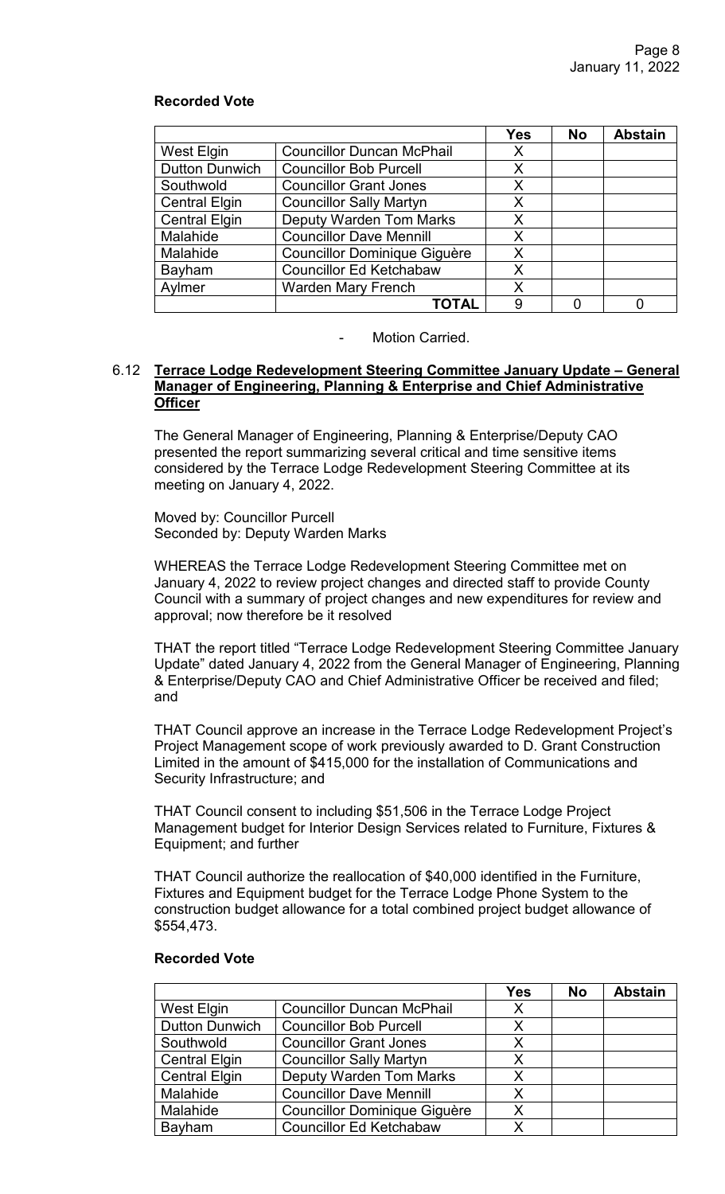**Recorded Vote**

| | | Yes | No | Abstain |
|---|---|---|---|---|
| West Elgin | Councillor Duncan McPhail | X | | |
| Dutton Dunwich | Councillor Bob Purcell | X | | |
| Southwold | Councillor Grant Jones | X | | |
| Central Elgin | Councillor Sally Martyn | X | | |
| Central Elgin | Deputy Warden Tom Marks | X | | |
| Malahide | Councillor Dave Mennill | X | | |
| Malahide | Councillor Dominique Giguère | X | | |
| Bayham | Councillor Ed Ketchabaw | X | | |
| Aylmer | Warden Mary French | X | | |
| | **TOTAL** | 9 | 0 | 0 |

- Motion Carried.

### 6.12 Terrace Lodge Redevelopment Steering Committee January Update – General Manager of Engineering, Planning & Enterprise and Chief Administrative Officer

The General Manager of Engineering, Planning & Enterprise/Deputy CAO presented the report summarizing several critical and time sensitive items considered by the Terrace Lodge Redevelopment Steering Committee at its meeting on January 4, 2022.

Moved by: Councillor Purcell
Seconded by: Deputy Warden Marks

WHEREAS the Terrace Lodge Redevelopment Steering Committee met on January 4, 2022 to review project changes and directed staff to provide County Council with a summary of project changes and new expenditures for review and approval; now therefore be it resolved

THAT the report titled "Terrace Lodge Redevelopment Steering Committee January Update" dated January 4, 2022 from the General Manager of Engineering, Planning & Enterprise/Deputy CAO and Chief Administrative Officer be received and filed; and

THAT Council approve an increase in the Terrace Lodge Redevelopment Project's Project Management scope of work previously awarded to D. Grant Construction Limited in the amount of $415,000 for the installation of Communications and Security Infrastructure; and

THAT Council consent to including $51,506 in the Terrace Lodge Project Management budget for Interior Design Services related to Furniture, Fixtures & Equipment; and further

THAT Council authorize the reallocation of $40,000 identified in the Furniture, Fixtures and Equipment budget for the Terrace Lodge Phone System to the construction budget allowance for a total combined project budget allowance of $554,473.

**Recorded Vote**

| | | Yes | No | Abstain |
|---|---|---|---|---|
| West Elgin | Councillor Duncan McPhail | X | | |
| Dutton Dunwich | Councillor Bob Purcell | X | | |
| Southwold | Councillor Grant Jones | X | | |
| Central Elgin | Councillor Sally Martyn | X | | |
| Central Elgin | Deputy Warden Tom Marks | X | | |
| Malahide | Councillor Dave Mennill | X | | |
| Malahide | Councillor Dominique Giguère | X | | |
| Bayham | Councillor Ed Ketchabaw | X | | |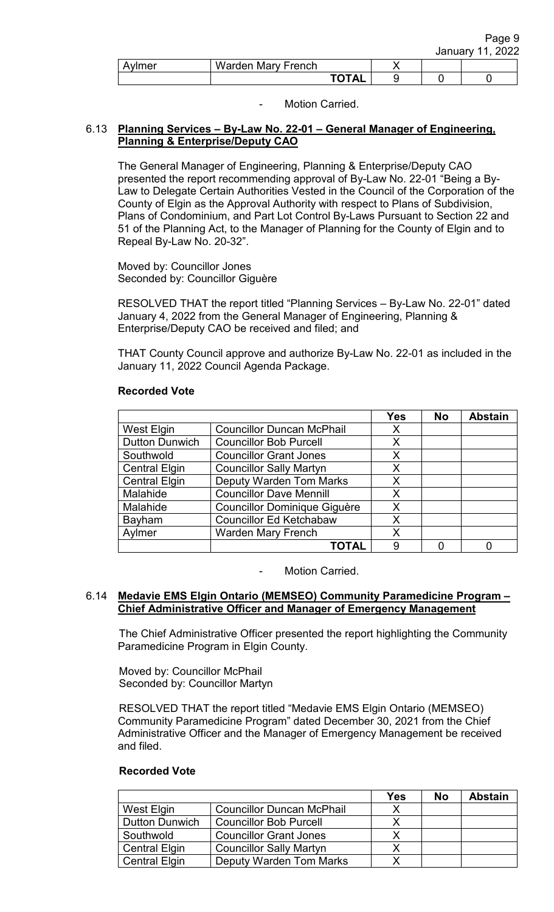| | | Yes | No | Abstain |
|---|---|---|---|---|
| Aylmer | Warden Mary French | X | | |
| | **TOTAL** | 9 | 0 | 0 |

- Motion Carried.

### 6.13 Planning Services – By-Law No. 22-01 – General Manager of Engineering, Planning & Enterprise/Deputy CAO

The General Manager of Engineering, Planning & Enterprise/Deputy CAO presented the report recommending approval of By-Law No. 22-01 "Being a By-Law to Delegate Certain Authorities Vested in the Council of the Corporation of the County of Elgin as the Approval Authority with respect to Plans of Subdivision, Plans of Condominium, and Part Lot Control By-Laws Pursuant to Section 22 and 51 of the Planning Act, to the Manager of Planning for the County of Elgin and to Repeal By-Law No. 20-32".

Moved by: Councillor Jones
Seconded by: Councillor Giguère

RESOLVED THAT the report titled "Planning Services – By-Law No. 22-01" dated January 4, 2022 from the General Manager of Engineering, Planning & Enterprise/Deputy CAO be received and filed; and

THAT County Council approve and authorize By-Law No. 22-01 as included in the January 11, 2022 Council Agenda Package.

**Recorded Vote**

| | | Yes | No | Abstain |
|---|---|---|---|---|
| West Elgin | Councillor Duncan McPhail | X | | |
| Dutton Dunwich | Councillor Bob Purcell | X | | |
| Southwold | Councillor Grant Jones | X | | |
| Central Elgin | Councillor Sally Martyn | X | | |
| Central Elgin | Deputy Warden Tom Marks | X | | |
| Malahide | Councillor Dave Mennill | X | | |
| Malahide | Councillor Dominique Giguère | X | | |
| Bayham | Councillor Ed Ketchabaw | X | | |
| Aylmer | Warden Mary French | X | | |
| | **TOTAL** | 9 | 0 | 0 |

- Motion Carried.

### 6.14 Medavie EMS Elgin Ontario (MEMSEO) Community Paramedicine Program – Chief Administrative Officer and Manager of Emergency Management

The Chief Administrative Officer presented the report highlighting the Community Paramedicine Program in Elgin County.

Moved by: Councillor McPhail
Seconded by: Councillor Martyn

RESOLVED THAT the report titled "Medavie EMS Elgin Ontario (MEMSEO) Community Paramedicine Program" dated December 30, 2021 from the Chief Administrative Officer and the Manager of Emergency Management be received and filed.

**Recorded Vote**

| | | Yes | No | Abstain |
|---|---|---|---|---|
| West Elgin | Councillor Duncan McPhail | X | | |
| Dutton Dunwich | Councillor Bob Purcell | X | | |
| Southwold | Councillor Grant Jones | X | | |
| Central Elgin | Councillor Sally Martyn | X | | |
| Central Elgin | Deputy Warden Tom Marks | X | | |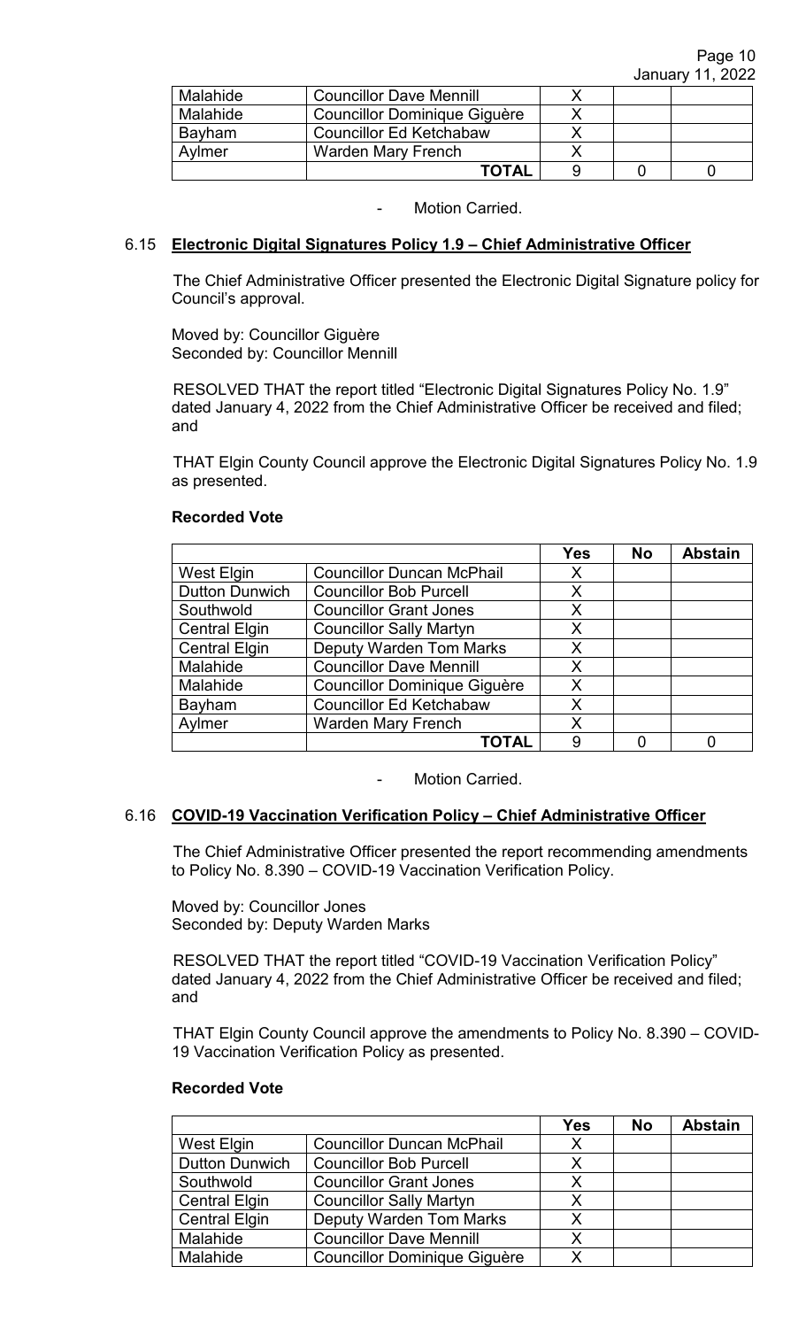| | | | | |
|---|---|---|---|---|
| Malahide | Councillor Dave Mennill | X | | |
| Malahide | Councillor Dominique Giguère | X | | |
| Bayham | Councillor Ed Ketchabaw | X | | |
| Aylmer | Warden Mary French | X | | |
| | **TOTAL** | 9 | 0 | 0 |

- Motion Carried.

## 6.15 **Electronic Digital Signatures Policy 1.9 – Chief Administrative Officer**

The Chief Administrative Officer presented the Electronic Digital Signature policy for Council's approval.

Moved by: Councillor Giguère
Seconded by: Councillor Mennill

RESOLVED THAT the report titled "Electronic Digital Signatures Policy No. 1.9" dated January 4, 2022 from the Chief Administrative Officer be received and filed; and

THAT Elgin County Council approve the Electronic Digital Signatures Policy No. 1.9 as presented.

**Recorded Vote**

| | | Yes | No | Abstain |
|---|---|---|---|---|
| West Elgin | Councillor Duncan McPhail | X | | |
| Dutton Dunwich | Councillor Bob Purcell | X | | |
| Southwold | Councillor Grant Jones | X | | |
| Central Elgin | Councillor Sally Martyn | X | | |
| Central Elgin | Deputy Warden Tom Marks | X | | |
| Malahide | Councillor Dave Mennill | X | | |
| Malahide | Councillor Dominique Giguère | X | | |
| Bayham | Councillor Ed Ketchabaw | X | | |
| Aylmer | Warden Mary French | X | | |
| | **TOTAL** | 9 | 0 | 0 |

- Motion Carried.

## 6.16 **COVID-19 Vaccination Verification Policy – Chief Administrative Officer**

The Chief Administrative Officer presented the report recommending amendments to Policy No. 8.390 – COVID-19 Vaccination Verification Policy.

Moved by: Councillor Jones
Seconded by: Deputy Warden Marks

RESOLVED THAT the report titled "COVID-19 Vaccination Verification Policy" dated January 4, 2022 from the Chief Administrative Officer be received and filed; and

THAT Elgin County Council approve the amendments to Policy No. 8.390 – COVID-19 Vaccination Verification Policy as presented.

**Recorded Vote**

| | | Yes | No | Abstain |
|---|---|---|---|---|
| West Elgin | Councillor Duncan McPhail | X | | |
| Dutton Dunwich | Councillor Bob Purcell | X | | |
| Southwold | Councillor Grant Jones | X | | |
| Central Elgin | Councillor Sally Martyn | X | | |
| Central Elgin | Deputy Warden Tom Marks | X | | |
| Malahide | Councillor Dave Mennill | X | | |
| Malahide | Councillor Dominique Giguère | X | | |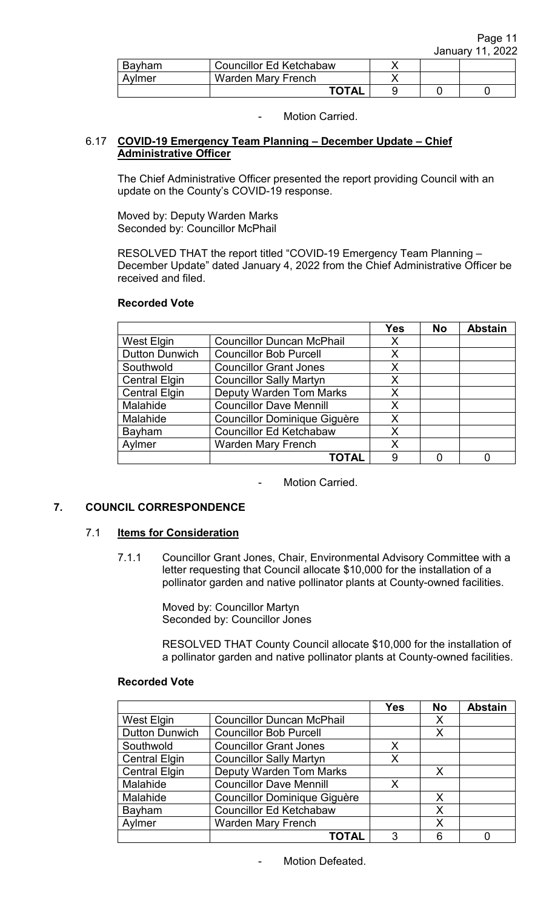| Bayham | Councillor Ed Ketchabaw | X | | |
|---|---|---|---|---|
| Aylmer | Warden Mary French | X | | |
| | **TOTAL** | 9 | 0 | 0 |

- Motion Carried.

### 6.17 COVID-19 Emergency Team Planning – December Update – Chief Administrative Officer

The Chief Administrative Officer presented the report providing Council with an update on the County's COVID-19 response.

Moved by: Deputy Warden Marks
Seconded by: Councillor McPhail

RESOLVED THAT the report titled "COVID-19 Emergency Team Planning – December Update" dated January 4, 2022 from the Chief Administrative Officer be received and filed.

**Recorded Vote**

| | | Yes | No | Abstain |
|---|---|---|---|---|
| West Elgin | Councillor Duncan McPhail | X | | |
| Dutton Dunwich | Councillor Bob Purcell | X | | |
| Southwold | Councillor Grant Jones | X | | |
| Central Elgin | Councillor Sally Martyn | X | | |
| Central Elgin | Deputy Warden Tom Marks | X | | |
| Malahide | Councillor Dave Mennill | X | | |
| Malahide | Councillor Dominique Giguère | X | | |
| Bayham | Councillor Ed Ketchabaw | X | | |
| Aylmer | Warden Mary French | X | | |
| | **TOTAL** | 9 | 0 | 0 |

- Motion Carried.

## 7. COUNCIL CORRESPONDENCE

### 7.1 Items for Consideration

7.1.1 Councillor Grant Jones, Chair, Environmental Advisory Committee with a letter requesting that Council allocate $10,000 for the installation of a pollinator garden and native pollinator plants at County-owned facilities.

Moved by: Councillor Martyn
Seconded by: Councillor Jones

RESOLVED THAT County Council allocate $10,000 for the installation of a pollinator garden and native pollinator plants at County-owned facilities.

**Recorded Vote**

| | | Yes | No | Abstain |
|---|---|---|---|---|
| West Elgin | Councillor Duncan McPhail | | X | |
| Dutton Dunwich | Councillor Bob Purcell | | X | |
| Southwold | Councillor Grant Jones | X | | |
| Central Elgin | Councillor Sally Martyn | X | | |
| Central Elgin | Deputy Warden Tom Marks | | X | |
| Malahide | Councillor Dave Mennill | X | | |
| Malahide | Councillor Dominique Giguère | | X | |
| Bayham | Councillor Ed Ketchabaw | | X | |
| Aylmer | Warden Mary French | | X | |
| | **TOTAL** | 3 | 6 | 0 |

- Motion Defeated.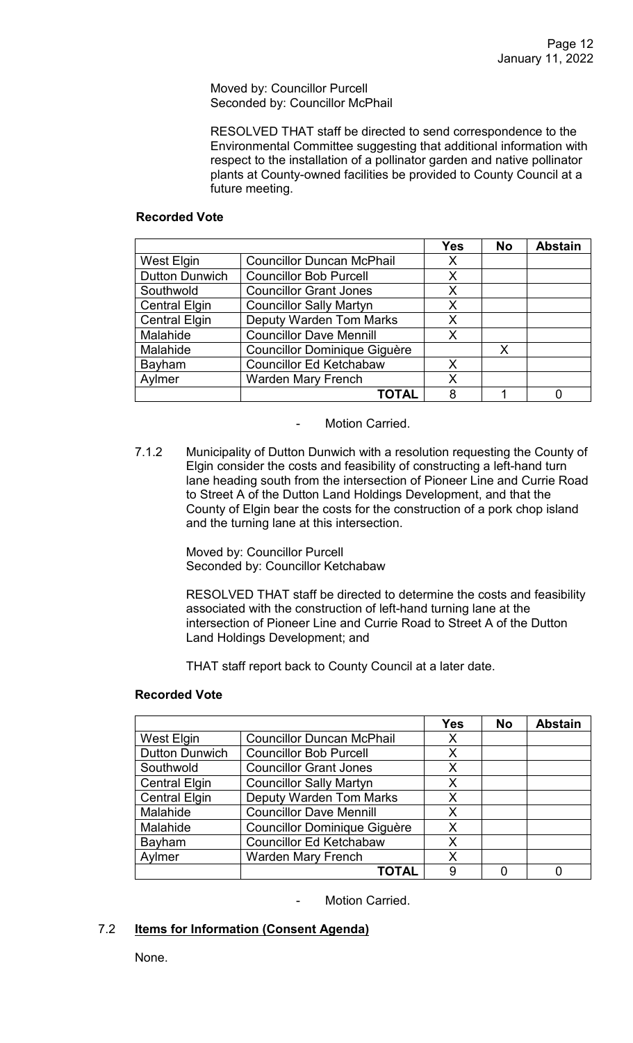Moved by: Councillor Purcell
Seconded by: Councillor McPhail

RESOLVED THAT staff be directed to send correspondence to the Environmental Committee suggesting that additional information with respect to the installation of a pollinator garden and native pollinator plants at County-owned facilities be provided to County Council at a future meeting.

**Recorded Vote**

| | | Yes | No | Abstain |
|---|---|---|---|---|
| West Elgin | Councillor Duncan McPhail | X | | |
| Dutton Dunwich | Councillor Bob Purcell | X | | |
| Southwold | Councillor Grant Jones | X | | |
| Central Elgin | Councillor Sally Martyn | X | | |
| Central Elgin | Deputy Warden Tom Marks | X | | |
| Malahide | Councillor Dave Mennill | X | | |
| Malahide | Councillor Dominique Giguère | | X | |
| Bayham | Councillor Ed Ketchabaw | X | | |
| Aylmer | Warden Mary French | X | | |
| | **TOTAL** | 8 | 1 | 0 |

- Motion Carried.

7.1.2 Municipality of Dutton Dunwich with a resolution requesting the County of Elgin consider the costs and feasibility of constructing a left-hand turn lane heading south from the intersection of Pioneer Line and Currie Road to Street A of the Dutton Land Holdings Development, and that the County of Elgin bear the costs for the construction of a pork chop island and the turning lane at this intersection.

Moved by: Councillor Purcell
Seconded by: Councillor Ketchabaw

RESOLVED THAT staff be directed to determine the costs and feasibility associated with the construction of left-hand turning lane at the intersection of Pioneer Line and Currie Road to Street A of the Dutton Land Holdings Development; and

THAT staff report back to County Council at a later date.

**Recorded Vote**

| | | Yes | No | Abstain |
|---|---|---|---|---|
| West Elgin | Councillor Duncan McPhail | X | | |
| Dutton Dunwich | Councillor Bob Purcell | X | | |
| Southwold | Councillor Grant Jones | X | | |
| Central Elgin | Councillor Sally Martyn | X | | |
| Central Elgin | Deputy Warden Tom Marks | X | | |
| Malahide | Councillor Dave Mennill | X | | |
| Malahide | Councillor Dominique Giguère | X | | |
| Bayham | Councillor Ed Ketchabaw | X | | |
| Aylmer | Warden Mary French | X | | |
| | **TOTAL** | 9 | 0 | 0 |

- Motion Carried.

### 7.2 **Items for Information (Consent Agenda)**

None.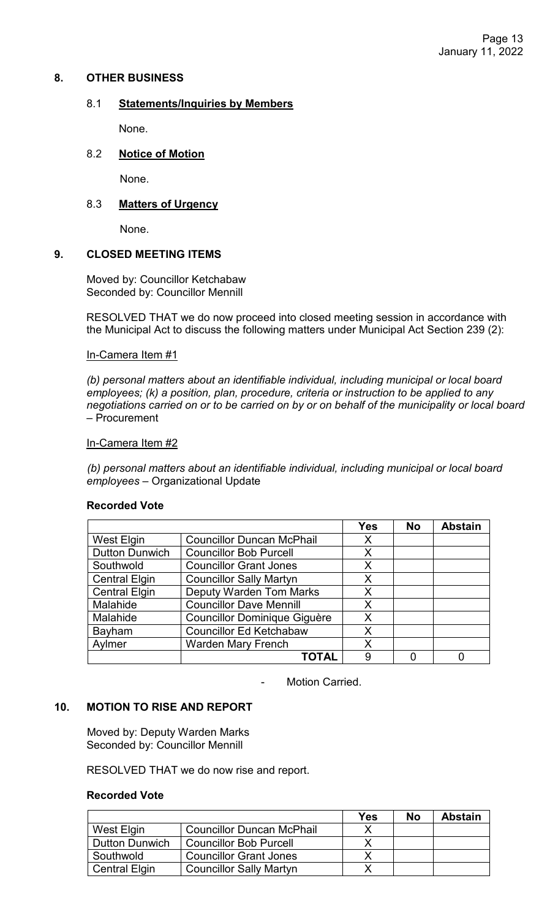## 8. OTHER BUSINESS

### 8.1 **Statements/Inquiries by Members**

None.

### 8.2 **Notice of Motion**

None.

### 8.3 **Matters of Urgency**

None.

## 9. CLOSED MEETING ITEMS

Moved by: Councillor Ketchabaw
Seconded by: Councillor Mennill

RESOLVED THAT we do now proceed into closed meeting session in accordance with the Municipal Act to discuss the following matters under Municipal Act Section 239 (2):

In-Camera Item #1

*(b) personal matters about an identifiable individual, including municipal or local board employees; (k) a position, plan, procedure, criteria or instruction to be applied to any negotiations carried on or to be carried on by or on behalf of the municipality or local board* – Procurement

In-Camera Item #2

*(b) personal matters about an identifiable individual, including municipal or local board employees* – Organizational Update

**Recorded Vote**

| | | Yes | No | Abstain |
|---|---|---|---|---|
| West Elgin | Councillor Duncan McPhail | X | | |
| Dutton Dunwich | Councillor Bob Purcell | X | | |
| Southwold | Councillor Grant Jones | X | | |
| Central Elgin | Councillor Sally Martyn | X | | |
| Central Elgin | Deputy Warden Tom Marks | X | | |
| Malahide | Councillor Dave Mennill | X | | |
| Malahide | Councillor Dominique Giguère | X | | |
| Bayham | Councillor Ed Ketchabaw | X | | |
| Aylmer | Warden Mary French | X | | |
| | **TOTAL** | 9 | 0 | 0 |

- Motion Carried.

## 10. MOTION TO RISE AND REPORT

Moved by: Deputy Warden Marks
Seconded by: Councillor Mennill

RESOLVED THAT we do now rise and report.

**Recorded Vote**

| | | Yes | No | Abstain |
|---|---|---|---|---|
| West Elgin | Councillor Duncan McPhail | X | | |
| Dutton Dunwich | Councillor Bob Purcell | X | | |
| Southwold | Councillor Grant Jones | X | | |
| Central Elgin | Councillor Sally Martyn | X | | |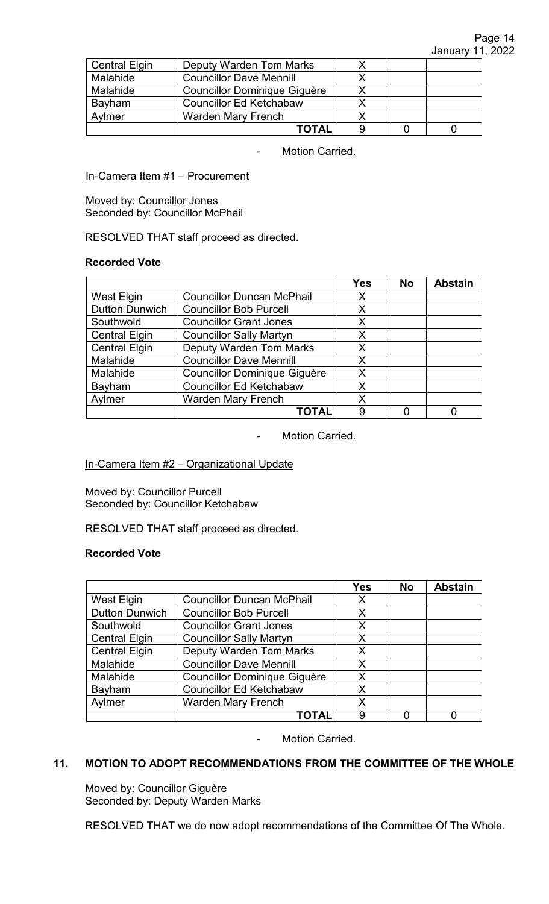| | | | | |
|---|---|---|---|---|
| Central Elgin | Deputy Warden Tom Marks | X | | |
| Malahide | Councillor Dave Mennill | X | | |
| Malahide | Councillor Dominique Giguère | X | | |
| Bayham | Councillor Ed Ketchabaw | X | | |
| Aylmer | Warden Mary French | X | | |
| | **TOTAL** | 9 | 0 | 0 |

- Motion Carried.

In-Camera Item #1 – Procurement

Moved by: Councillor Jones
Seconded by: Councillor McPhail

RESOLVED THAT staff proceed as directed.

**Recorded Vote**

| | | **Yes** | **No** | **Abstain** |
|---|---|---|---|---|
| West Elgin | Councillor Duncan McPhail | X | | |
| Dutton Dunwich | Councillor Bob Purcell | X | | |
| Southwold | Councillor Grant Jones | X | | |
| Central Elgin | Councillor Sally Martyn | X | | |
| Central Elgin | Deputy Warden Tom Marks | X | | |
| Malahide | Councillor Dave Mennill | X | | |
| Malahide | Councillor Dominique Giguère | X | | |
| Bayham | Councillor Ed Ketchabaw | X | | |
| Aylmer | Warden Mary French | X | | |
| | **TOTAL** | 9 | 0 | 0 |

- Motion Carried.

In-Camera Item #2 – Organizational Update

Moved by: Councillor Purcell
Seconded by: Councillor Ketchabaw

RESOLVED THAT staff proceed as directed.

**Recorded Vote**

| | | **Yes** | **No** | **Abstain** |
|---|---|---|---|---|
| West Elgin | Councillor Duncan McPhail | X | | |
| Dutton Dunwich | Councillor Bob Purcell | X | | |
| Southwold | Councillor Grant Jones | X | | |
| Central Elgin | Councillor Sally Martyn | X | | |
| Central Elgin | Deputy Warden Tom Marks | X | | |
| Malahide | Councillor Dave Mennill | X | | |
| Malahide | Councillor Dominique Giguère | X | | |
| Bayham | Councillor Ed Ketchabaw | X | | |
| Aylmer | Warden Mary French | X | | |
| | **TOTAL** | 9 | 0 | 0 |

- Motion Carried.

## 11. MOTION TO ADOPT RECOMMENDATIONS FROM THE COMMITTEE OF THE WHOLE

Moved by: Councillor Giguère
Seconded by: Deputy Warden Marks

RESOLVED THAT we do now adopt recommendations of the Committee Of The Whole.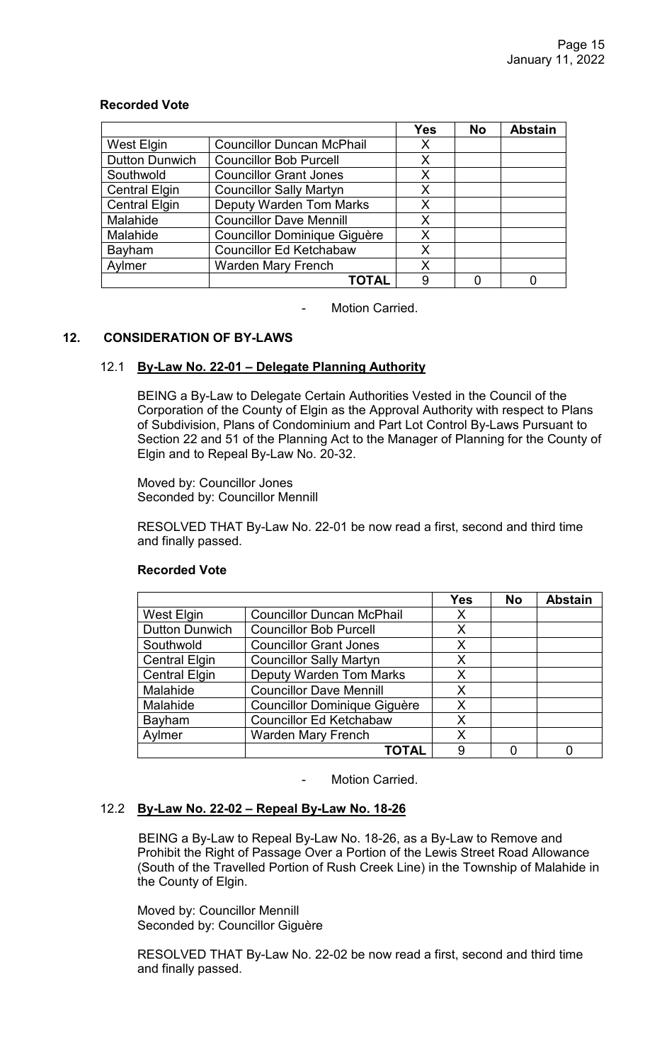**Recorded Vote**

| | | Yes | No | Abstain |
|---|---|---|---|---|
| West Elgin | Councillor Duncan McPhail | X | | |
| Dutton Dunwich | Councillor Bob Purcell | X | | |
| Southwold | Councillor Grant Jones | X | | |
| Central Elgin | Councillor Sally Martyn | X | | |
| Central Elgin | Deputy Warden Tom Marks | X | | |
| Malahide | Councillor Dave Mennill | X | | |
| Malahide | Councillor Dominique Giguère | X | | |
| Bayham | Councillor Ed Ketchabaw | X | | |
| Aylmer | Warden Mary French | X | | |
| | **TOTAL** | 9 | 0 | 0 |

- Motion Carried.

## 12. CONSIDERATION OF BY-LAWS

### 12.1 By-Law No. 22-01 – Delegate Planning Authority

BEING a By-Law to Delegate Certain Authorities Vested in the Council of the Corporation of the County of Elgin as the Approval Authority with respect to Plans of Subdivision, Plans of Condominium and Part Lot Control By-Laws Pursuant to Section 22 and 51 of the Planning Act to the Manager of Planning for the County of Elgin and to Repeal By-Law No. 20-32.

Moved by: Councillor Jones
Seconded by: Councillor Mennill

RESOLVED THAT By-Law No. 22-01 be now read a first, second and third time and finally passed.

**Recorded Vote**

| | | Yes | No | Abstain |
|---|---|---|---|---|
| West Elgin | Councillor Duncan McPhail | X | | |
| Dutton Dunwich | Councillor Bob Purcell | X | | |
| Southwold | Councillor Grant Jones | X | | |
| Central Elgin | Councillor Sally Martyn | X | | |
| Central Elgin | Deputy Warden Tom Marks | X | | |
| Malahide | Councillor Dave Mennill | X | | |
| Malahide | Councillor Dominique Giguère | X | | |
| Bayham | Councillor Ed Ketchabaw | X | | |
| Aylmer | Warden Mary French | X | | |
| | **TOTAL** | 9 | 0 | 0 |

- Motion Carried.

### 12.2 By-Law No. 22-02 – Repeal By-Law No. 18-26

BEING a By-Law to Repeal By-Law No. 18-26, as a By-Law to Remove and Prohibit the Right of Passage Over a Portion of the Lewis Street Road Allowance (South of the Travelled Portion of Rush Creek Line) in the Township of Malahide in the County of Elgin.

Moved by: Councillor Mennill
Seconded by: Councillor Giguère

RESOLVED THAT By-Law No. 22-02 be now read a first, second and third time and finally passed.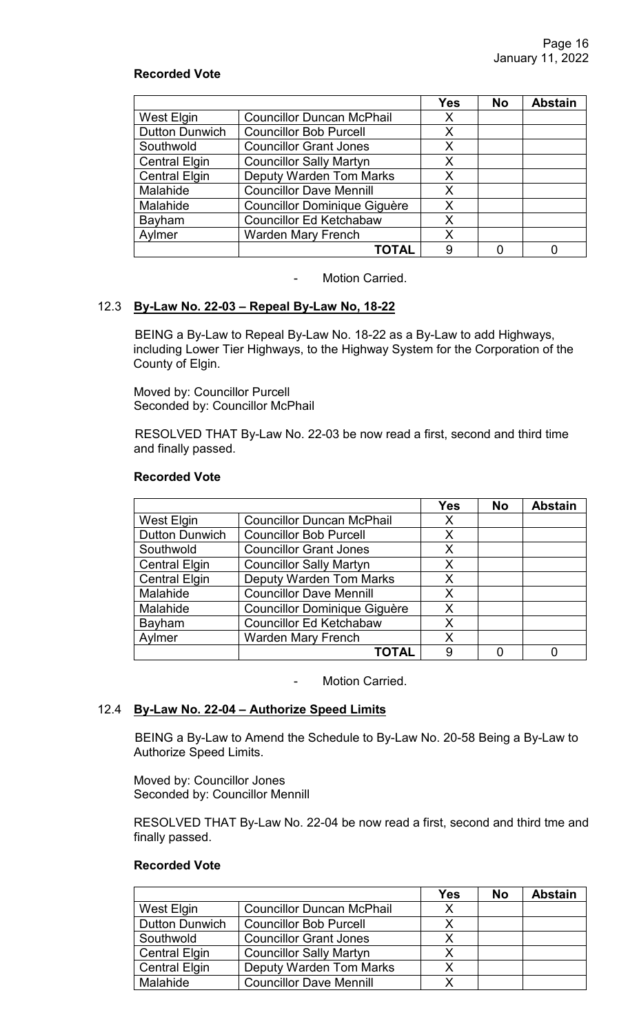**Recorded Vote**

| | | Yes | No | Abstain |
|---|---|---|---|---|
| West Elgin | Councillor Duncan McPhail | X | | |
| Dutton Dunwich | Councillor Bob Purcell | X | | |
| Southwold | Councillor Grant Jones | X | | |
| Central Elgin | Councillor Sally Martyn | X | | |
| Central Elgin | Deputy Warden Tom Marks | X | | |
| Malahide | Councillor Dave Mennill | X | | |
| Malahide | Councillor Dominique Giguère | X | | |
| Bayham | Councillor Ed Ketchabaw | X | | |
| Aylmer | Warden Mary French | X | | |
| | **TOTAL** | 9 | 0 | 0 |

- Motion Carried.

## 12.3 **By-Law No. 22-03 – Repeal By-Law No, 18-22**

BEING a By-Law to Repeal By-Law No. 18-22 as a By-Law to add Highways, including Lower Tier Highways, to the Highway System for the Corporation of the County of Elgin.

Moved by: Councillor Purcell
Seconded by: Councillor McPhail

RESOLVED THAT By-Law No. 22-03 be now read a first, second and third time and finally passed.

**Recorded Vote**

| | | Yes | No | Abstain |
|---|---|---|---|---|
| West Elgin | Councillor Duncan McPhail | X | | |
| Dutton Dunwich | Councillor Bob Purcell | X | | |
| Southwold | Councillor Grant Jones | X | | |
| Central Elgin | Councillor Sally Martyn | X | | |
| Central Elgin | Deputy Warden Tom Marks | X | | |
| Malahide | Councillor Dave Mennill | X | | |
| Malahide | Councillor Dominique Giguère | X | | |
| Bayham | Councillor Ed Ketchabaw | X | | |
| Aylmer | Warden Mary French | X | | |
| | **TOTAL** | 9 | 0 | 0 |

- Motion Carried.

## 12.4 **By-Law No. 22-04 – Authorize Speed Limits**

BEING a By-Law to Amend the Schedule to By-Law No. 20-58 Being a By-Law to Authorize Speed Limits.

Moved by: Councillor Jones
Seconded by: Councillor Mennill

RESOLVED THAT By-Law No. 22-04 be now read a first, second and third tme and finally passed.

**Recorded Vote**

| | | Yes | No | Abstain |
|---|---|---|---|---|
| West Elgin | Councillor Duncan McPhail | X | | |
| Dutton Dunwich | Councillor Bob Purcell | X | | |
| Southwold | Councillor Grant Jones | X | | |
| Central Elgin | Councillor Sally Martyn | X | | |
| Central Elgin | Deputy Warden Tom Marks | X | | |
| Malahide | Councillor Dave Mennill | X | | |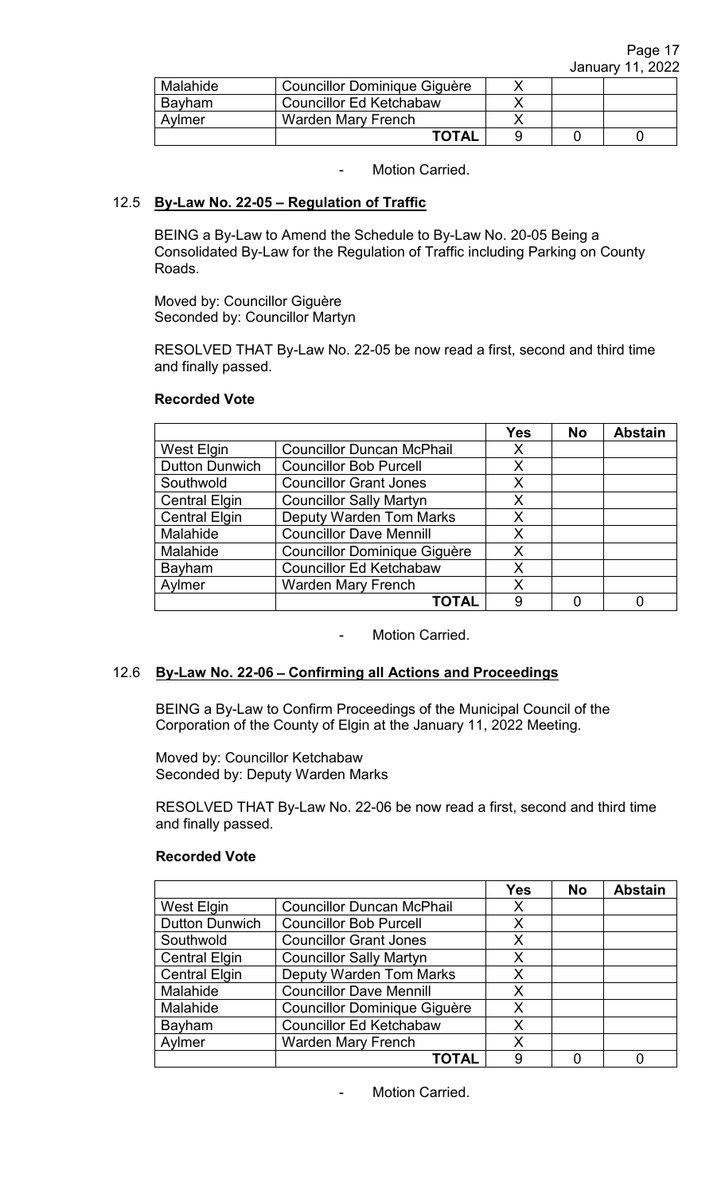| | | | | |
|---|---|---|---|---|
| Malahide | Councillor Dominique Giguère | X | | |
| Bayham | Councillor Ed Ketchabaw | X | | |
| Aylmer | Warden Mary French | X | | |
| | **TOTAL** | 9 | 0 | 0 |

- Motion Carried.

### 12.5 **By-Law No. 22-05 – Regulation of Traffic**

BEING a By-Law to Amend the Schedule to By-Law No. 20-05 Being a Consolidated By-Law for the Regulation of Traffic including Parking on County Roads.

Moved by: Councillor Giguère
Seconded by: Councillor Martyn

RESOLVED THAT By-Law No. 22-05 be now read a first, second and third time and finally passed.

**Recorded Vote**

| | | Yes | No | Abstain |
|---|---|---|---|---|
| West Elgin | Councillor Duncan McPhail | X | | |
| Dutton Dunwich | Councillor Bob Purcell | X | | |
| Southwold | Councillor Grant Jones | X | | |
| Central Elgin | Councillor Sally Martyn | X | | |
| Central Elgin | Deputy Warden Tom Marks | X | | |
| Malahide | Councillor Dave Mennill | X | | |
| Malahide | Councillor Dominique Giguère | X | | |
| Bayham | Councillor Ed Ketchabaw | X | | |
| Aylmer | Warden Mary French | X | | |
| | **TOTAL** | 9 | 0 | 0 |

- Motion Carried.

### 12.6 **By-Law No. 22-06 – Confirming all Actions and Proceedings**

BEING a By-Law to Confirm Proceedings of the Municipal Council of the Corporation of the County of Elgin at the January 11, 2022 Meeting.

Moved by: Councillor Ketchabaw
Seconded by: Deputy Warden Marks

RESOLVED THAT By-Law No. 22-06 be now read a first, second and third time and finally passed.

**Recorded Vote**

| | | Yes | No | Abstain |
|---|---|---|---|---|
| West Elgin | Councillor Duncan McPhail | X | | |
| Dutton Dunwich | Councillor Bob Purcell | X | | |
| Southwold | Councillor Grant Jones | X | | |
| Central Elgin | Councillor Sally Martyn | X | | |
| Central Elgin | Deputy Warden Tom Marks | X | | |
| Malahide | Councillor Dave Mennill | X | | |
| Malahide | Councillor Dominique Giguère | X | | |
| Bayham | Councillor Ed Ketchabaw | X | | |
| Aylmer | Warden Mary French | X | | |
| | **TOTAL** | 9 | 0 | 0 |

- Motion Carried.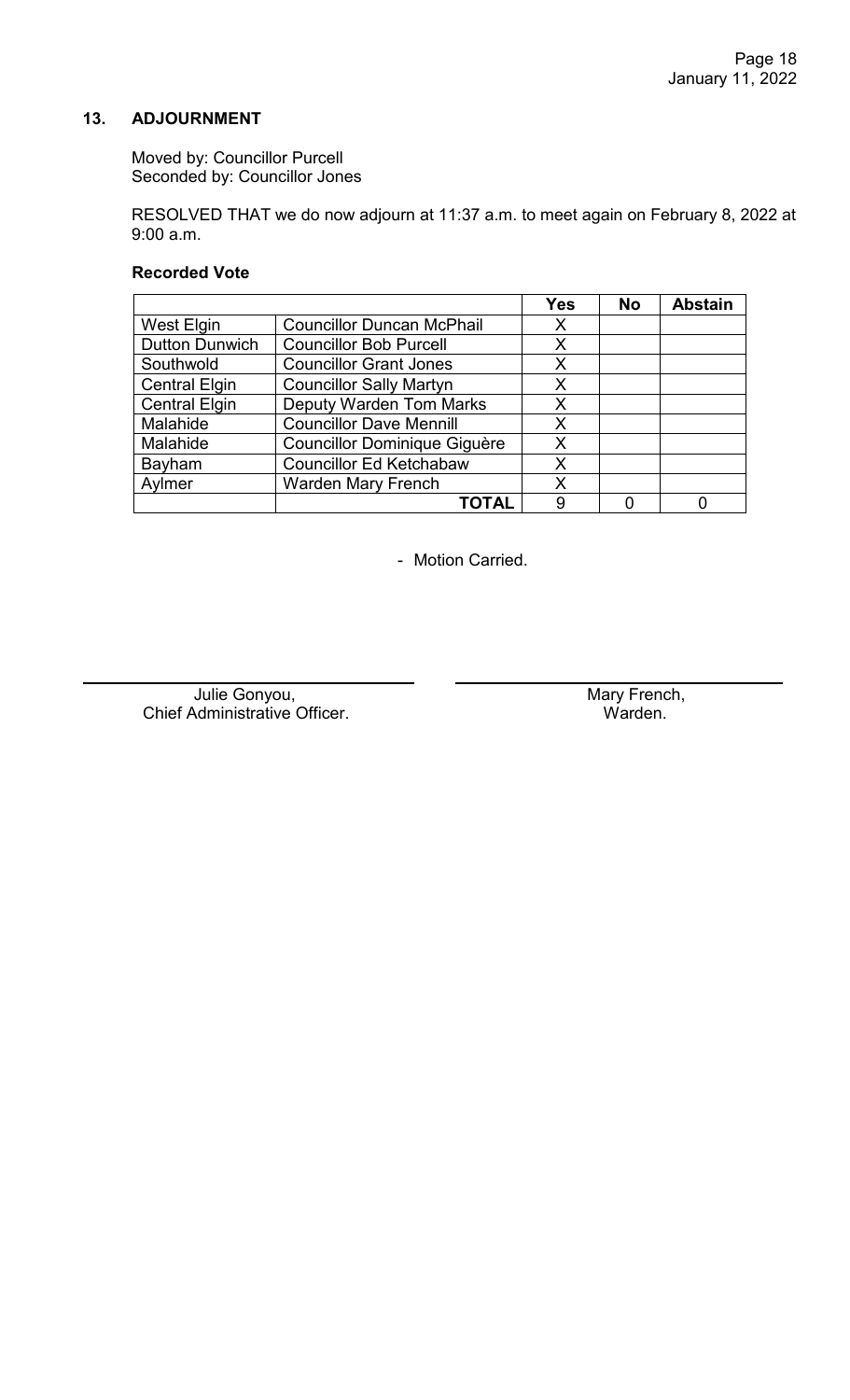## 13. ADJOURNMENT

Moved by: Councillor Purcell
Seconded by: Councillor Jones

RESOLVED THAT we do now adjourn at 11:37 a.m. to meet again on February 8, 2022 at 9:00 a.m.

**Recorded Vote**

| | | Yes | No | Abstain |
|---|---|---|---|---|
| West Elgin | Councillor Duncan McPhail | X | | |
| Dutton Dunwich | Councillor Bob Purcell | X | | |
| Southwold | Councillor Grant Jones | X | | |
| Central Elgin | Councillor Sally Martyn | X | | |
| Central Elgin | Deputy Warden Tom Marks | X | | |
| Malahide | Councillor Dave Mennill | X | | |
| Malahide | Councillor Dominique Giguère | X | | |
| Bayham | Councillor Ed Ketchabaw | X | | |
| Aylmer | Warden Mary French | X | | |
| | **TOTAL** | 9 | 0 | 0 |

- Motion Carried.

Julie Gonyou,
Chief Administrative Officer.

Mary French,
Warden.